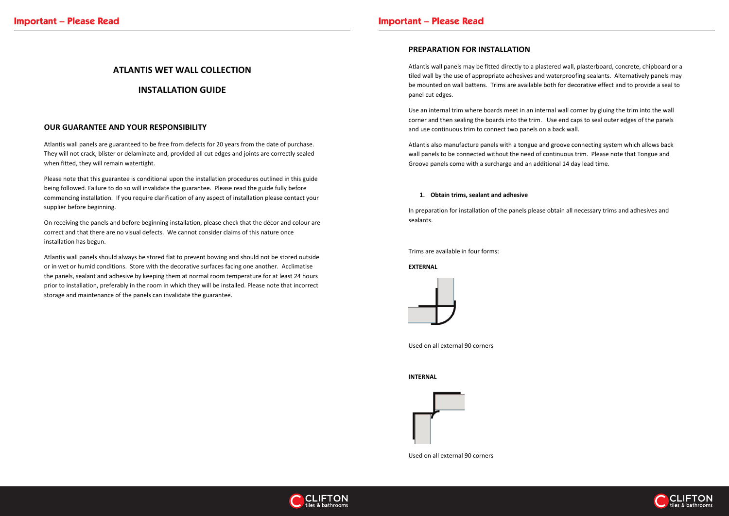# ATLANTIS WET WALL COLLECTION

# INSTALLATION GUIDE

## OUR GUARANTEE AND YOUR RESPONSIBILITY

Atlantis wall panels are guaranteed to be free from defects for 20 years from the date of purchase. They will not crack, blister or delaminate and, provided all cut edges and joints are correctly sealed when fitted, they will remain watertight.

Please note that this guarantee is conditional upon the installation procedures outlined in this guide being followed. Failure to do so will invalidate the guarantee. Please read the guide fully before commencing installation. If you require clarification of any aspect of installation please contact your supplier before beginning.

On receiving the panels and before beginning installation, please check that the décor and colour are correct and that there are no visual defects. We cannot consider claims of this nature once installation has begun.

Atlantis wall panels should always be stored flat to prevent bowing and should not be stored outside or in wet or humid conditions. Store with the decorative surfaces facing one another. Acclimatise the panels, sealant and adhesive by keeping them at normal room temperature for at least 24 hours prior to installation, preferably in the room in which they will be installed. Please note that incorrect storage and maintenance of the panels can invalidate the guarantee.

## PREPARATION FOR INSTALLATION

Atlantis wall panels may be fitted directly to a plastered wall, plasterboard, concrete, chipboard or a tiled wall by the use of appropriate adhesives and waterproofing sealants. Alternatively panels may be mounted on wall battens. Trims are available both for decorative effect and to provide a seal to panel cut edges.

Use an internal trim where boards meet in an internal wall corner by gluing the trim into the wall corner and then sealing the boards into the trim. Use end caps to seal outer edges of the panels and use continuous trim to connect two panels on a back wall.

Atlantis also manufacture panels with a tongue and groove connecting system which allows back wall panels to be connected without the need of continuous trim. Please note that Tongue and Groove panels come with a surcharge and an additional 14 day lead time.

1. **Obtain trims, sealant and adhesive**

In preparation for installation of the panels please obtain all necessary trims and adhesives and sealants.

Trims are available in four forms:

**EXTERNAL**

Used on all external 90 corners

**INTERNAL**

Used on all external 90 corners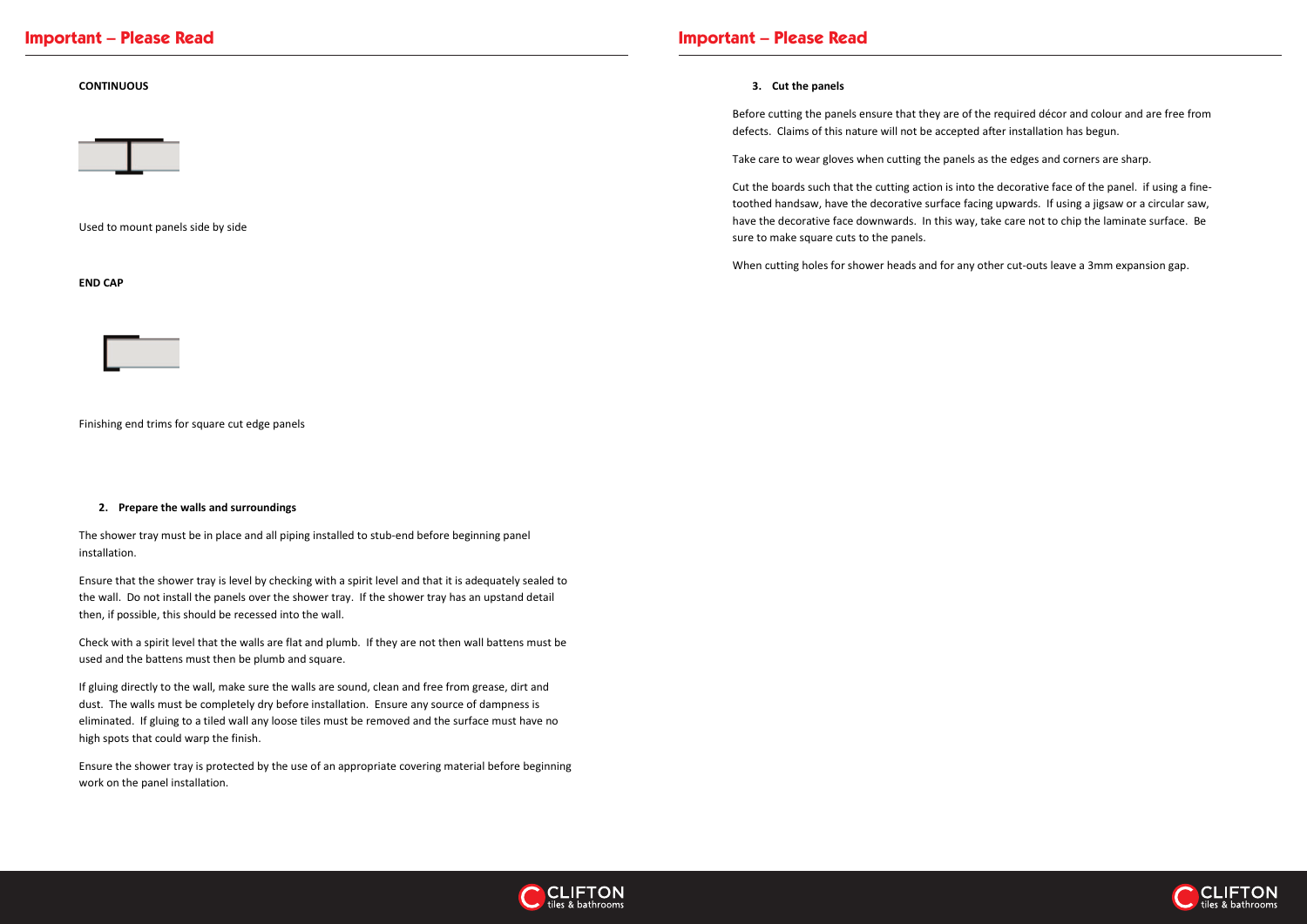**CONTINUOUS**

Used to mount panels side by side

**END CAP**

Finishing end trims for square cut edge panels

### 2. Prepare the walls and surroundings

The shower tray must be in place and all piping installed to stub-end before beginning panel installation.

Ensure that the shower tray is level by checking with a spirit level and that it is adequately sealed to the wall. Do not install the panels over the shower tray. If the shower tray has an upstand detail then, if possible, this should be recessed into the wall.

Check with a spirit level that the walls are flat and plumb. If they are not then wall battens must be used and the battens must then be plumb and square.

If gluing directly to the wall, make sure the walls are sound, clean and free from grease, dirt and dust. The walls must be completely dry before installation. Ensure any source of dampness is eliminated. If gluing to a tiled wall any loose tiles must be removed and the surface must have no high spots that could warp the finish.

Ensure the shower tray is protected by the use of an appropriate covering material before beginning work on the panel installation.

### 3. Cut the panels

Before cutting the panels ensure that they are of the required décor and colour and are free from defects. Claims of this nature will not be accepted after installation has begun.

Take care to wear gloves when cutting the panels as the edges and corners are sharp.

Cut the boards such that the cutting action is into the decorative face of the panel. if using a fine-toothed handsaw, have the decorative surface facing upwards. If using a jigsaw or a circular saw, have the decorative face downwards. In this way, take care not to chip the laminate surface. Be sure to make square cuts to the panels.

When cutting holes for shower heads and for any other cut-outs leave a 3mm expansion gap.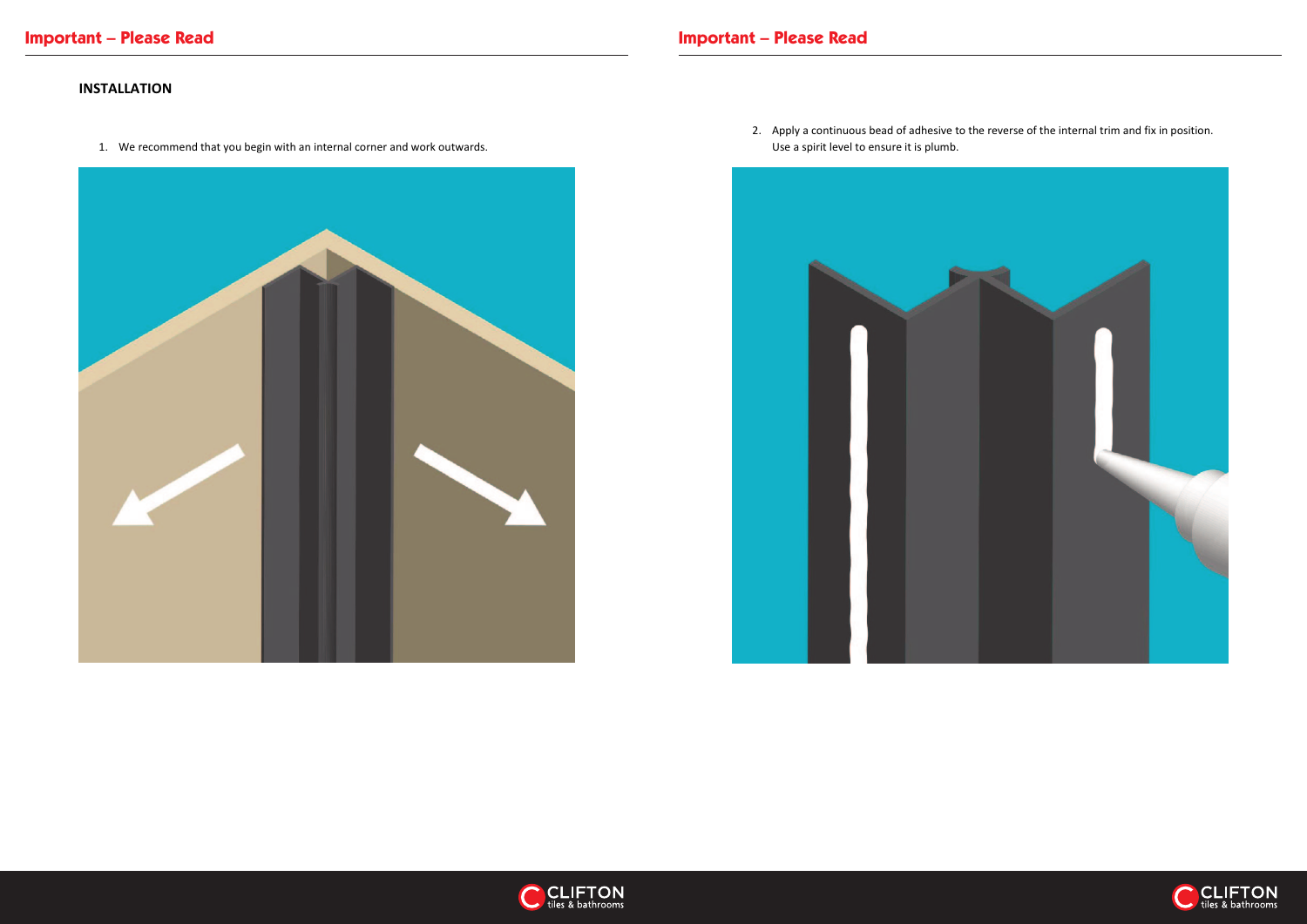## Important – Please Read

**INSTALLATION**

1. We recommend that you begin with an internal corner and work outwards.

2. Apply a continuous bead of adhesive to the reverse of the internal trim and fix in position. Use a spirit level to ensure it is plumb.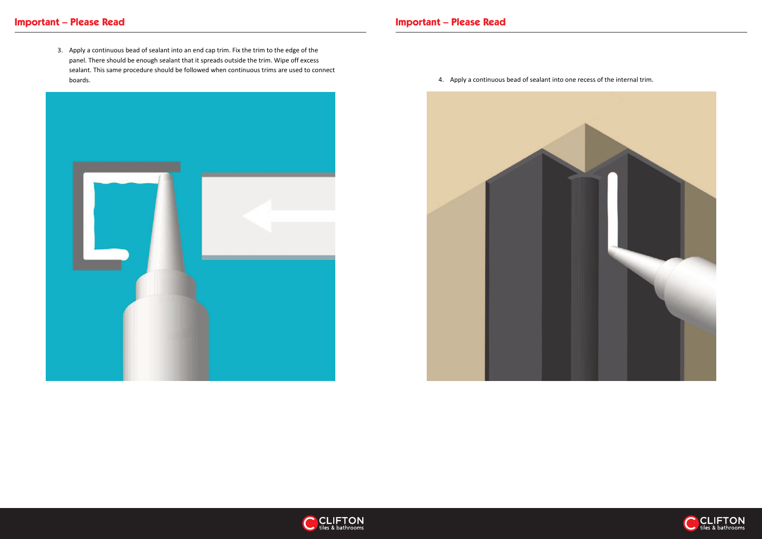## Important – Please Read

3. Apply a continuous bead of sealant into an end cap trim. Fix the trim to the edge of the panel. There should be enough sealant that it spreads outside the trim. Wipe off excess sealant. This same procedure should be followed when continuous trims are used to connect boards.

## Important – Please Read

4. Apply a continuous bead of sealant into one recess of the internal trim.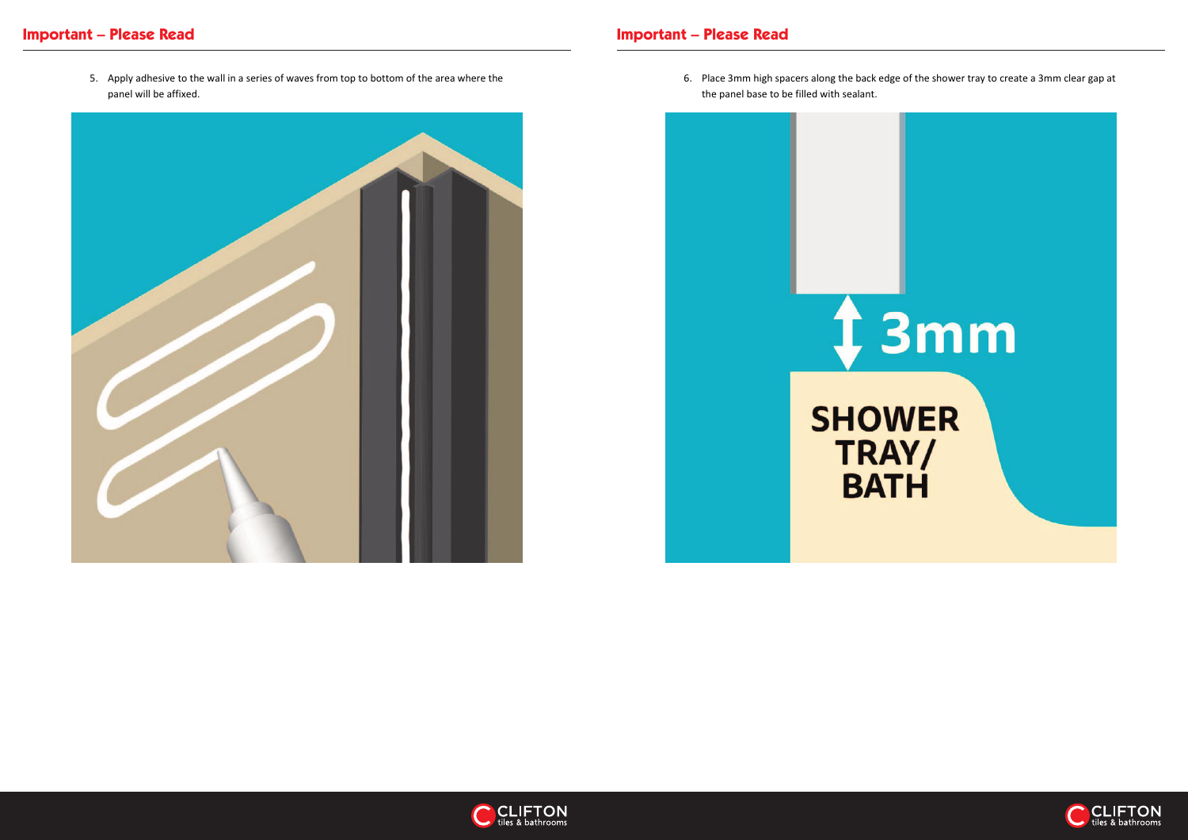## Important – Please Read

5. Apply adhesive to the wall in a series of waves from top to bottom of the area where the panel will be affixed.

## Important – Please Read

6. Place 3mm high spacers along the back edge of the shower tray to create a 3mm clear gap at the panel base to be filled with sealant.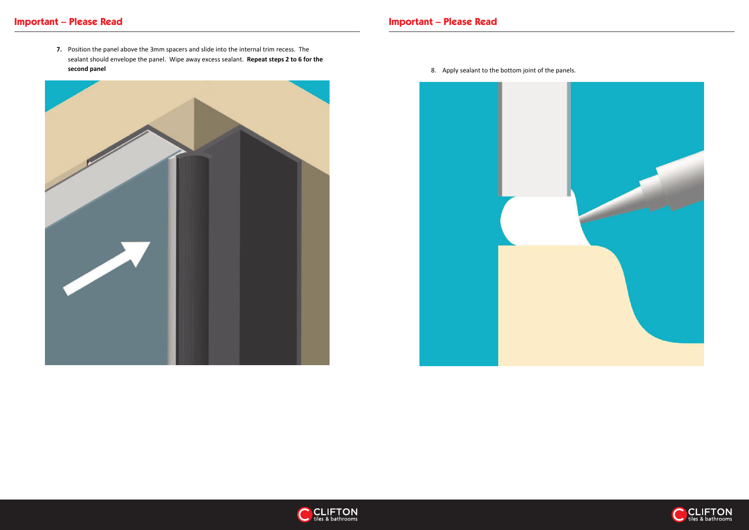## Important – Please Read

7. Position the panel above the 3mm spacers and slide into the internal trim recess. The sealant should envelope the panel. Wipe away excess sealant. **Repeat steps 2 to 6 for the second panel**

## Important – Please Read

8. Apply sealant to the bottom joint of the panels.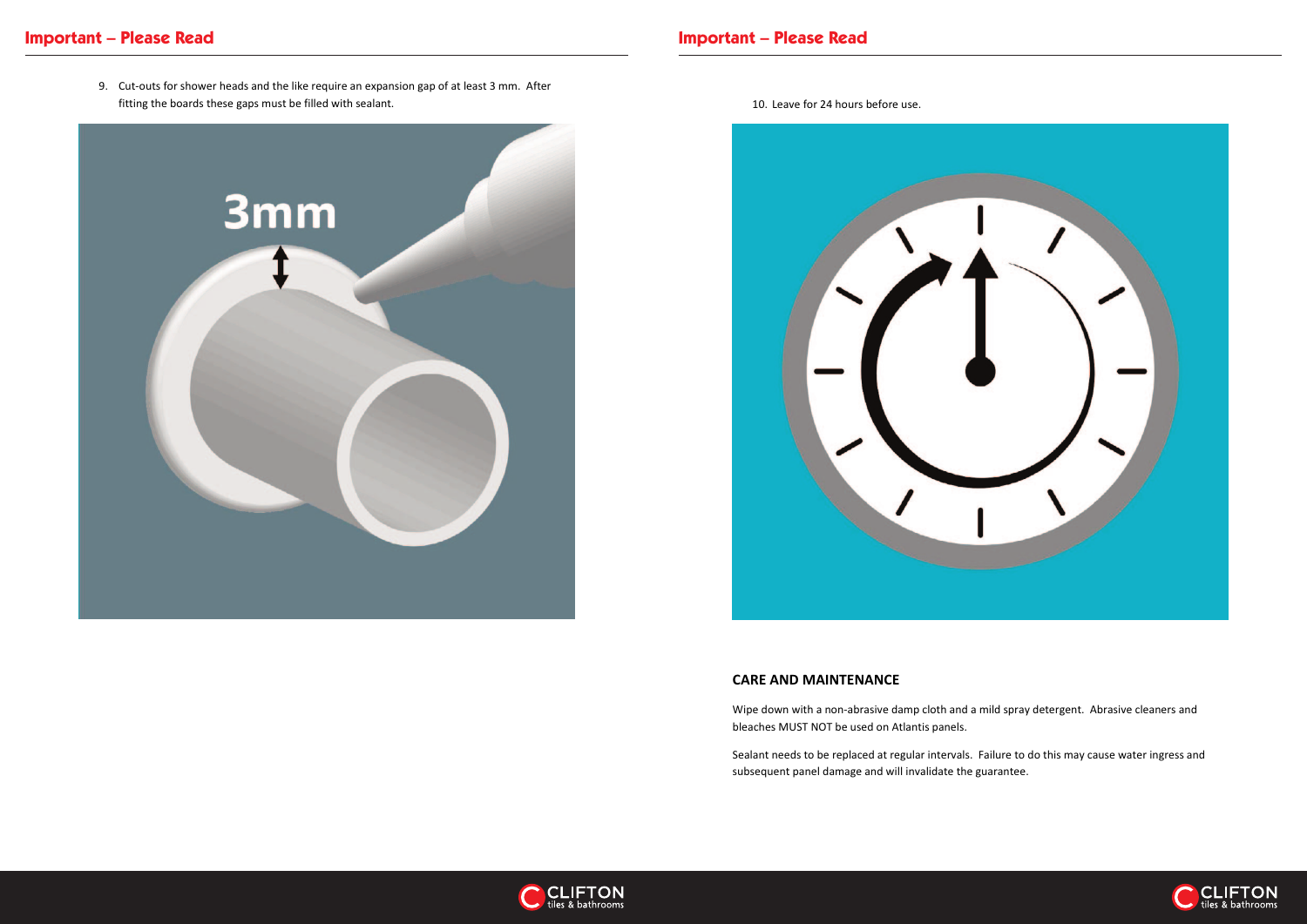## Important – Please Read

9. Cut-outs for shower heads and the like require an expansion gap of at least 3 mm. After fitting the boards these gaps must be filled with sealant.

3mm

## Important – Please Read

10. Leave for 24 hours before use.

### CARE AND MAINTENANCE

Wipe down with a non-abrasive damp cloth and a mild spray detergent. Abrasive cleaners and bleaches MUST NOT be used on Atlantis panels.

Sealant needs to be replaced at regular intervals. Failure to do this may cause water ingress and subsequent panel damage and will invalidate the guarantee.